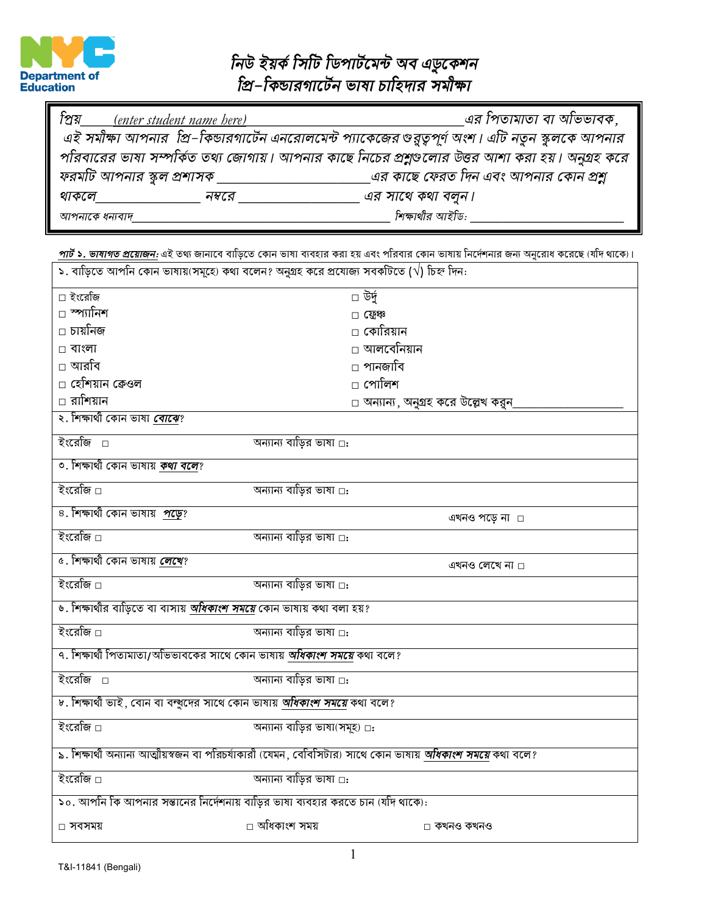# নিউ ইয়র্ক সিটি ডিপার্টমেন্ট অব এডুকেশন
## প্রি-কিন্ডারগার্টেন ভাষা চাহিদার সমীক্ষা

*প্রিয় (enter student name here) \_\_\_\_\_\_\_\_\_\_\_\_\_\_\_\_\_\_\_\_ এর পিতামাতা বা অভিভাবক,*
*এই সমীক্ষা আপনার প্রি-কিন্ডারগার্টেন এনরোলমেন্ট প্যাকেজের গুরুত্বপূর্ণ অংশ। এটি নতুন স্কুলকে আপনার পরিবারের ভাষা সম্পর্কিত তথ্য জোগায়। আপনার কাছে নিচের প্রশ্নগুলোর উত্তর আশা করা হয়। অনুগ্রহ করে ফরমটি আপনার স্কুল প্রশাসক \_\_\_\_\_\_\_\_\_\_\_\_\_\_\_\_\_\_\_\_ এর কাছে ফেরত দিন এবং আপনার কোন প্রশ্ন থাকলে \_\_\_\_\_\_\_\_\_\_\_\_\_\_ নম্বরে \_\_\_\_\_\_\_\_\_\_\_\_\_\_\_\_ এর সাথে কথা বলুন।*

*আপনাকে ধন্যবাদ* \_\_\_\_\_\_\_\_\_\_\_\_\_\_\_\_\_\_\_\_\_\_\_\_\_\_\_\_\_\_ *শিক্ষার্থীর আইডি:* \_\_\_\_\_\_\_\_\_\_\_\_\_\_\_\_\_\_\_\_

***পার্ট ১. ভাষাগত প্রয়োজন:*** এই তথ্য জানাবে বাড়িতে কোন ভাষা ব্যবহার করা হয় এবং পরিবার কোন ভাষায় নির্দেশনার জন্য অনুরোধ করেছে (যদি থাকে)।

১. বাড়িতে আপনি কোন ভাষায়(সমূহে) কথা বলেন? অনুগ্রহ করে প্রযোজ্য সবকটিতে (√) চিহ্ন দিন:

| | |
|---|---|
| □ ইংরেজি | □ উর্দু |
| □ স্প্যানিশ | □ ফ্রেঞ্চ |
| □ চায়নিজ | □ কোরিয়ান |
| □ বাংলা | □ আলবেনিয়ান |
| □ আরবি | □ পানজাবি |
| □ হেশিয়ান ক্রেওল | □ পোলিশ |
| □ রাশিয়ান | □ অন্যান্য, অনুগ্রহ করে উল্লেখ করুন\_\_\_\_\_\_\_\_\_\_\_\_\_\_\_\_ |

২. শিক্ষার্থী কোন ভাষা ***বোঝে***?

ইংরেজি □ অন্যান্য বাড়ির ভাষা □:

৩. শিক্ষার্থী কোন ভাষায় ***কথা বলে***?

ইংরেজি □ অন্যান্য বাড়ির ভাষা □:

৪. শিক্ষার্থী কোন ভাষায় ***পড়ে***? এখনও পড়ে না □

ইংরেজি □ অন্যান্য বাড়ির ভাষা □:

৫. শিক্ষার্থী কোন ভাষায় ***লেখে***? এখনও লেখে না □

ইংরেজি □ অন্যান্য বাড়ির ভাষা □:

৬. শিক্ষার্থীর বাড়িতে বা বাসায় ***অধিকাংশ সময়ে*** কোন ভাষায় কথা বলা হয়?

ইংরেজি □ অন্যান্য বাড়ির ভাষা □:

৭. শিক্ষার্থী পিতামাতা/অভিভাবকের সাথে কোন ভাষায় ***অধিকাংশ সময়ে*** কথা বলে?

ইংরেজি □ অন্যান্য বাড়ির ভাষা □:

৮. শিক্ষার্থী ভাই, বোন বা বন্ধুদের সাথে কোন ভাষায় ***অধিকাংশ সময়ে*** কথা বলে?

ইংরেজি □ অন্যান্য বাড়ির ভাষা(সমূহ) □:

৯. শিক্ষার্থী অন্যান্য আত্মীয়স্বজন বা পরিচর্যাকারী (যেমন, বেবিসিটার) সাথে কোন ভাষায় ***অধিকাংশ সময়ে*** কথা বলে?

ইংরেজি □ অন্যান্য বাড়ির ভাষা □:

১০. আপনি কি আপনার সন্তানের নির্দেশনায় বাড়ির ভাষা ব্যবহার করতে চান (যদি থাকে):

□ সবসময় □ অধিকাংশ সময় □ কখনও কখনও

T&I-11841 (Bengali)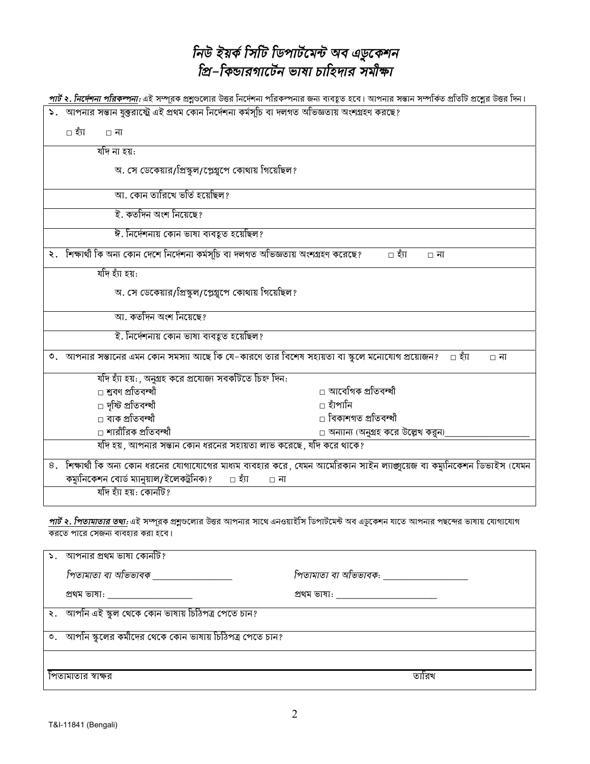# *নিউ ইয়র্ক সিটি ডিপার্টমেন্ট অব এডুকেশন*
# *প্রি-কিন্ডারগার্টেন ভাষা চাহিদার সমীক্ষা*

***পার্ট ২. নির্দেশনা পরিকল্পনা:*** এই সম্পূরক প্রশ্নগুলোর উত্তর নির্দেশনা পরিকল্পনার জন্য ব্যবহৃত হবে। আপনার সন্তান সম্পর্কিত প্রতিটি প্রশ্নের উত্তর দিন।

১. আপনার সন্তান যুক্তরাষ্ট্রে এই প্রথম কোন নির্দেশনা কর্মসূচি বা দলগত অভিজ্ঞতায় অংশগ্রহণ করছে?

□ হ্যাঁ □ না

যদি না হয়:

অ. সে ডেকেয়ার/প্রিস্কুল/প্লেগ্রুপে কোথায় গিয়েছিল?

আ. কোন তারিখে ভর্তি হয়েছিল?

ই. কতদিন অংশ নিয়েছে?

ঈ. নির্দেশনায় কোন ভাষা ব্যবহৃত হয়েছিল?

২. শিক্ষার্থী কি অন্য কোন দেশে নির্দেশনা কর্মসূচি বা দলগত অভিজ্ঞতায় অংশগ্রহণ করেছে? □ হ্যাঁ □ না

যদি হ্যাঁ হয়:

অ. সে ডেকেয়ার/প্রিস্কুল/প্লেগ্রুপে কোথায় গিয়েছিল?

আ. কতদিন অংশ নিয়েছে?

ই. নির্দেশনায় কোন ভাষা ব্যবহৃত হয়েছিল?

৩. আপনার সন্তানের এমন কোন সমস্যা আছে কি যে-কারণে তার বিশেষ সহায়তা বা স্কুলে মনোযোগ প্রয়োজন? □ হ্যাঁ □ না

যদি হ্যাঁ হয়:, অনুগ্রহ করে প্রযোজ্য সবকটিতে চিহ্ন দিন:

- □ শ্রবণ প্রতিবন্ধী
- □ দৃষ্টি প্রতিবন্ধী
- □ বাক প্রতিবন্ধী
- □ শারীরিক প্রতিবন্ধী
- □ আবেগিক প্রতিবন্ধী
- □ হাঁপানি
- □ বিকাশগত প্রতিবন্ধী
- □ অন্যান্য (অনুগ্রহ করে উল্লেখ করুন)___________________

যদি হয়, আপনার সন্তান কোন ধরনের সহায়তা লাভ করেছে, যদি করে থাকে?

৪. শিক্ষার্থী কি অন্য কোন ধরনের যোগাযোগের মাধ্যম ব্যবহার করে, যেমন আমেরিকান সাইন ল্যাঙ্গুয়েজ বা কম্যুনিকেশন ডিভাইস (যেমন কম্যুনিকেশন বোর্ড ম্যানুয়াল/ইলেকট্রনিক)? □ হ্যাঁ □ না

যদি হ্যাঁ হয়: কোনটি?

***পার্ট ২. পিতামাতার তথ্য:*** এই সম্পূরক প্রশ্নগুলোর উত্তর আপনার সাথে এনওয়াইসি ডিপার্টমেন্ট অব এডুকেশন যাতে আপনার পছন্দের ভাষায় যোগাযোগ করতে পারে সেজন্য ব্যবহার করা হবে।

১. আপনার প্রথম ভাষা কোনটি?

*পিতামাতা বা অভিভাবক* _________________ *পিতামাতা বা অভিভাবক:* __________________

প্রথম ভাষা: ___________________ প্রথম ভাষা: ______________________

২. আপনি এই স্কুল থেকে কোন ভাষায় চিঠিপত্র পেতে চান?

৩. আপনি স্কুলের কর্মীদের থেকে কোন ভাষায় চিঠিপত্র পেতে চান?

পিতামাতার স্বাক্ষর তারিখ

T&I-11841 (Bengali)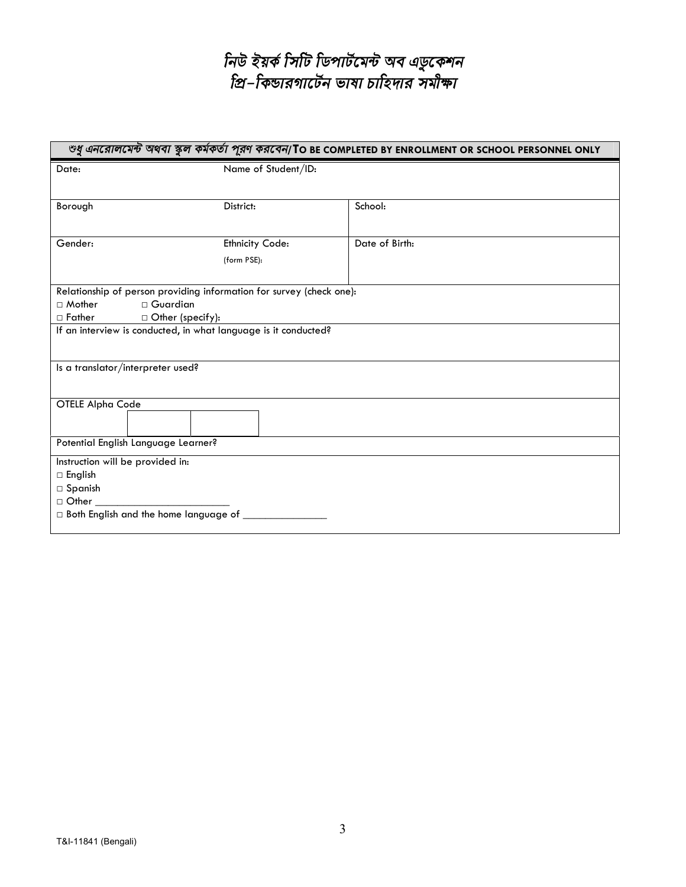# নিউ ইয়র্ক সিটি ডিপার্টমেন্ট অব এডুকেশন
# প্রি-কিন্ডারগার্টেন ভাষা চাহিদার সমীক্ষা

| শুধু এনরোলমেন্ট অথবা স্কুল কর্মকর্তা পূরণ করবেন/**TO BE COMPLETED BY ENROLLMENT OR SCHOOL PERSONNEL ONLY** | | |
|---|---|---|
| Date: | Name of Student/ID: | |
| Borough | District: | School: |
| Gender: | Ethnicity Code: (form PSE): | Date of Birth: |
| Relationship of person providing information for survey (check one):<br>□ Mother □ Guardian<br>□ Father □ Other (specify): | | |
| If an interview is conducted, in what language is it conducted? | | |
| Is a translator/interpreter used? | | |
| OTELE Alpha Code | | |
| Potential English Language Learner? | | |
| Instruction will be provided in:<br>□ English<br>□ Spanish<br>□ Other ________________________<br>□ Both English and the home language of _______________ | | |

T&I-11841 (Bengali)